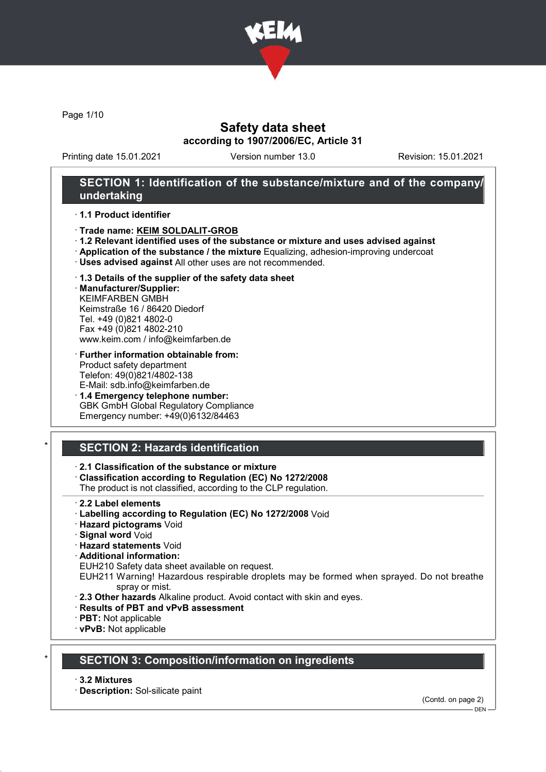# Safety data sheet
**according to 1907/2006/EC, Article 31**

Printing date 15.01.2021 | Version number 13.0 | Revision: 15.01.2021

## SECTION 1: Identification of the substance/mixture and of the company/undertaking

· **1.1 Product identifier**

· **Trade name: KEIM SOLDALIT-GROB**
· **1.2 Relevant identified uses of the substance or mixture and uses advised against**
· **Application of the substance / the mixture** Equalizing, adhesion-improving undercoat
· **Uses advised against** All other uses are not recommended.

· **1.3 Details of the supplier of the safety data sheet**
· **Manufacturer/Supplier:**
KEIMFARBEN GMBH
Keimstraße 16 / 86420 Diedorf
Tel. +49 (0)821 4802-0
Fax +49 (0)821 4802-210
www.keim.com / info@keimfarben.de

· **Further information obtainable from:**
Product safety department
Telefon: 49(0)821/4802-138
E-Mail: sdb.info@keimfarben.de
· **1.4 Emergency telephone number:**
GBK GmbH Global Regulatory Compliance
Emergency number: +49(0)6132/84463

## * SECTION 2: Hazards identification

· **2.1 Classification of the substance or mixture**
· **Classification according to Regulation (EC) No 1272/2008**
The product is not classified, according to the CLP regulation.

· **2.2 Label elements**
· **Labelling according to Regulation (EC) No 1272/2008** Void
· **Hazard pictograms** Void
· **Signal word** Void
· **Hazard statements** Void
· **Additional information:**
EUH210 Safety data sheet available on request.
EUH211 Warning! Hazardous respirable droplets may be formed when sprayed. Do not breathe spray or mist.
· **2.3 Other hazards** Alkaline product. Avoid contact with skin and eyes.
· **Results of PBT and vPvB assessment**
· **PBT:** Not applicable
· **vPvB:** Not applicable

## * SECTION 3: Composition/information on ingredients

· **3.2 Mixtures**
· **Description:** Sol-silicate paint

(Contd. on page 2)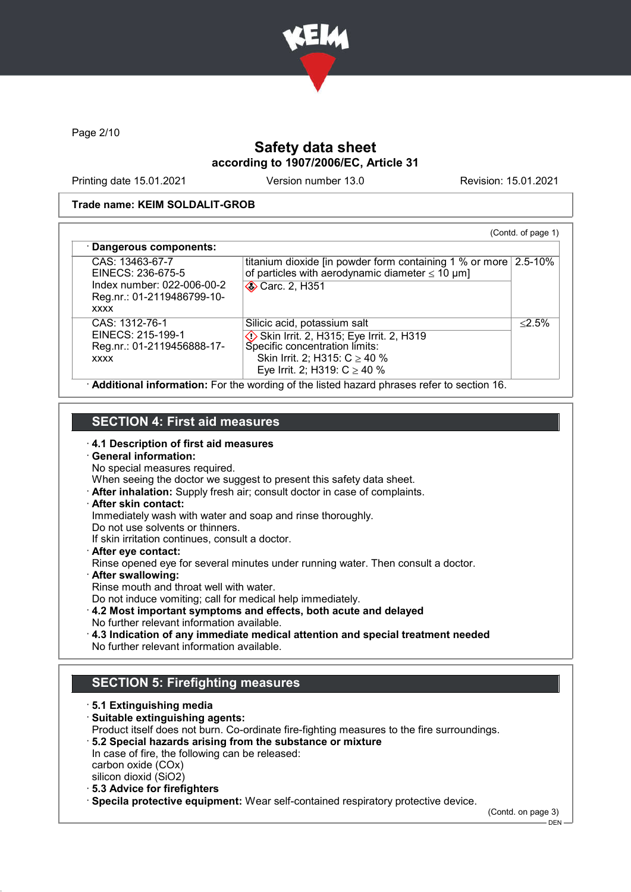# Safety data sheet
**according to 1907/2006/EC, Article 31**

Printing date 15.01.2021 Version number 13.0 Revision: 15.01.2021

**Trade name: KEIM SOLDALIT-GROB**

(Contd. of page 1)

· **Dangerous components:**

| | | |
|---|---|---|
| CAS: 13463-67-7<br>EINECS: 236-675-5<br>Index number: 022-006-00-2<br>Reg.nr.: 01-2119486799-10-xxxx | titanium dioxide [in powder form containing 1 % or more of particles with aerodynamic diameter ≤ 10 μm]<br>Carc. 2, H351 | 2.5-10% |
| CAS: 1312-76-1<br>EINECS: 215-199-1<br>Reg.nr.: 01-2119456888-17-xxxx | Silicic acid, potassium salt<br>Skin Irrit. 2, H315; Eye Irrit. 2, H319<br>Specific concentration limits:<br>Skin Irrit. 2; H315: C ≥ 40 %<br>Eye Irrit. 2; H319: C ≥ 40 % | ≤2.5% |

· **Additional information:** For the wording of the listed hazard phrases refer to section 16.

## SECTION 4: First aid measures

· **4.1 Description of first aid measures**
· **General information:**
No special measures required.
When seeing the doctor we suggest to present this safety data sheet.
· **After inhalation:** Supply fresh air; consult doctor in case of complaints.
· **After skin contact:**
Immediately wash with water and soap and rinse thoroughly.
Do not use solvents or thinners.
If skin irritation continues, consult a doctor.
· **After eye contact:**
Rinse opened eye for several minutes under running water. Then consult a doctor.
· **After swallowing:**
Rinse mouth and throat well with water.
Do not induce vomiting; call for medical help immediately.
· **4.2 Most important symptoms and effects, both acute and delayed**
No further relevant information available.
· **4.3 Indication of any immediate medical attention and special treatment needed**
No further relevant information available.

## SECTION 5: Firefighting measures

· **5.1 Extinguishing media**
· **Suitable extinguishing agents:**
Product itself does not burn. Co-ordinate fire-fighting measures to the fire surroundings.
· **5.2 Special hazards arising from the substance or mixture**
In case of fire, the following can be released:
carbon oxide (COx)
silicon dioxid ($SiO_2$)
· **5.3 Advice for firefighters**
· **Specila protective equipment:** Wear self-contained respiratory protective device.

(Contd. on page 3)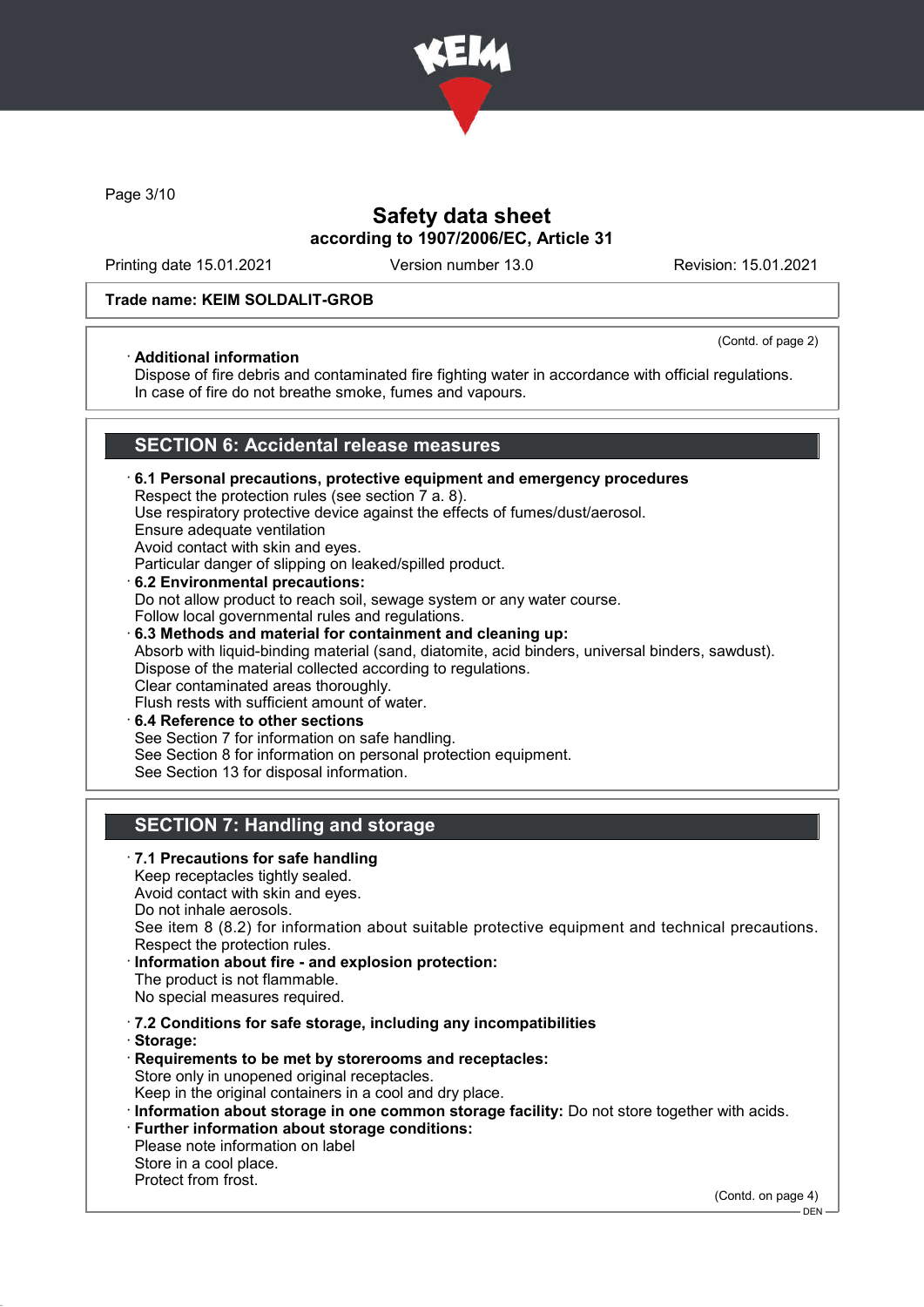Safety data sheet
according to 1907/2006/EC, Article 31

Printing date 15.01.2021 Version number 13.0 Revision: 15.01.2021

**Trade name: KEIM SOLDALIT-GROB**

(Contd. of page 2)

· **Additional information**
Dispose of fire debris and contaminated fire fighting water in accordance with official regulations.
In case of fire do not breathe smoke, fumes and vapours.

## SECTION 6: Accidental release measures

· **6.1 Personal precautions, protective equipment and emergency procedures**
Respect the protection rules (see section 7 a. 8).
Use respiratory protective device against the effects of fumes/dust/aerosol.
Ensure adequate ventilation
Avoid contact with skin and eyes.
Particular danger of slipping on leaked/spilled product.

· **6.2 Environmental precautions:**
Do not allow product to reach soil, sewage system or any water course.
Follow local governmental rules and regulations.

· **6.3 Methods and material for containment and cleaning up:**
Absorb with liquid-binding material (sand, diatomite, acid binders, universal binders, sawdust).
Dispose of the material collected according to regulations.
Clear contaminated areas thoroughly.
Flush rests with sufficient amount of water.

· **6.4 Reference to other sections**
See Section 7 for information on safe handling.
See Section 8 for information on personal protection equipment.
See Section 13 for disposal information.

## SECTION 7: Handling and storage

· **7.1 Precautions for safe handling**
Keep receptacles tightly sealed.
Avoid contact with skin and eyes.
Do not inhale aerosols.
See item 8 (8.2) for information about suitable protective equipment and technical precautions.
Respect the protection rules.

· **Information about fire - and explosion protection:**
The product is not flammable.
No special measures required.

· **7.2 Conditions for safe storage, including any incompatibilities**
· **Storage:**
· **Requirements to be met by storerooms and receptacles:**
Store only in unopened original receptacles.
Keep in the original containers in a cool and dry place.
· **Information about storage in one common storage facility:** Do not store together with acids.
· **Further information about storage conditions:**
Please note information on label
Store in a cool place.
Protect from frost.

(Contd. on page 4)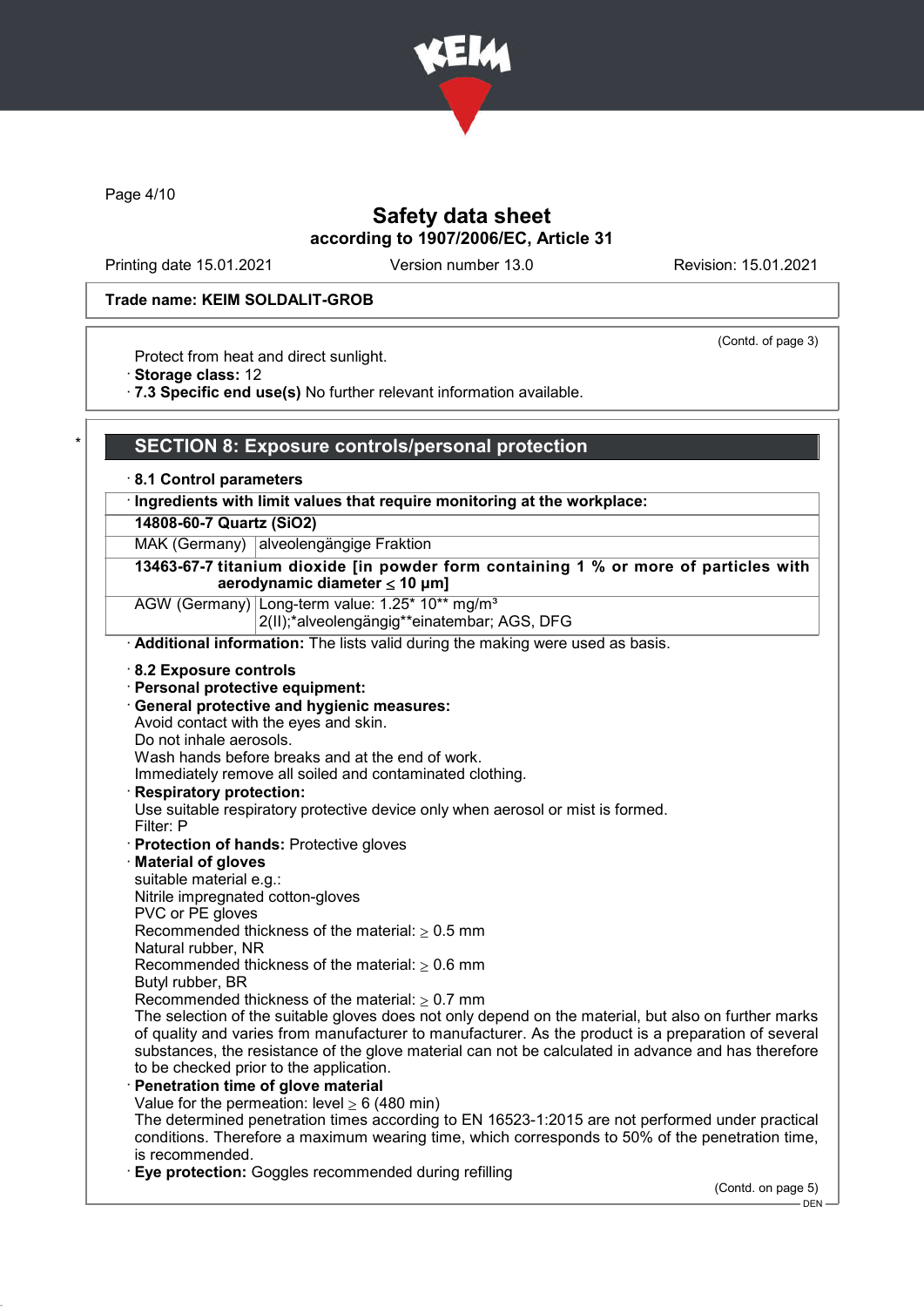Trade name: KEIM SOLDALIT-GROB

(Contd. of page 3)

Protect from heat and direct sunlight.

· **Storage class:** 12

· **7.3 Specific end use(s)** No further relevant information available.

## SECTION 8: Exposure controls/personal protection

· **8.1 Control parameters**

| · **Ingredients with limit values that require monitoring at the workplace:** | |
|---|---|
| **14808-60-7 Quartz (SiO2)** | |
| MAK (Germany) | alveolengängige Fraktion |
| **13463-67-7 titanium dioxide [in powder form containing 1 % or more of particles with aerodynamic diameter ≤ 10 μm]** | |
| AGW (Germany) | Long-term value: 1.25* 10** mg/m³<br>2(II);*alveolengängig**einatembar; AGS, DFG |

· **Additional information:** The lists valid during the making were used as basis.

· **8.2 Exposure controls**

· **Personal protective equipment:**

· **General protective and hygienic measures:**
Avoid contact with the eyes and skin.
Do not inhale aerosols.
Wash hands before breaks and at the end of work.
Immediately remove all soiled and contaminated clothing.

· **Respiratory protection:**
Use suitable respiratory protective device only when aerosol or mist is formed.
Filter: P

· **Protection of hands:** Protective gloves

· **Material of gloves**
suitable material e.g.:
Nitrile impregnated cotton-gloves
PVC or PE gloves
Recommended thickness of the material: ≥ 0.5 mm
Natural rubber, NR
Recommended thickness of the material: ≥ 0.6 mm
Butyl rubber, BR
Recommended thickness of the material: ≥ 0.7 mm
The selection of the suitable gloves does not only depend on the material, but also on further marks of quality and varies from manufacturer to manufacturer. As the product is a preparation of several substances, the resistance of the glove material can not be calculated in advance and has therefore to be checked prior to the application.

· **Penetration time of glove material**
Value for the permeation: level ≥ 6 (480 min)
The determined penetration times according to EN 16523-1:2015 are not performed under practical conditions. Therefore a maximum wearing time, which corresponds to 50% of the penetration time, is recommended.

· **Eye protection:** Goggles recommended during refilling

(Contd. on page 5)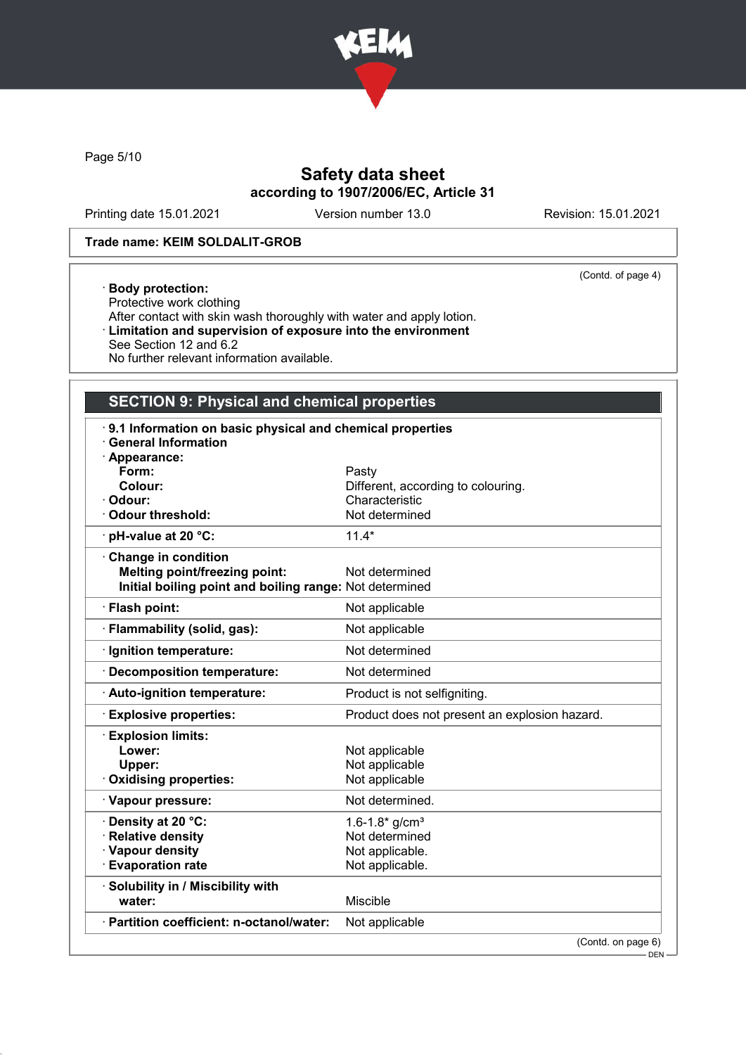**Trade name: KEIM SOLDALIT-GROB**

(Contd. of page 4)

· **Body protection:**
Protective work clothing
After contact with skin wash thoroughly with water and apply lotion.
· **Limitation and supervision of exposure into the environment**
See Section 12 and 6.2
No further relevant information available.

## SECTION 9: Physical and chemical properties

| · **9.1 Information on basic physical and chemical properties** | |
|---|---|
| · **General Information** | |
| · **Appearance:** | |
| **Form:** | Pasty |
| **Colour:** | Different, according to colouring. |
| · **Odour:** | Characteristic |
| · **Odour threshold:** | Not determined |
| · **pH-value at 20 °C:** | 11.4* |
| · **Change in condition** | |
| **Melting point/freezing point:** | Not determined |
| **Initial boiling point and boiling range:** | Not determined |
| · **Flash point:** | Not applicable |
| · **Flammability (solid, gas):** | Not applicable |
| · **Ignition temperature:** | Not determined |
| · **Decomposition temperature:** | Not determined |
| · **Auto-ignition temperature:** | Product is not selfigniting. |
| · **Explosive properties:** | Product does not present an explosion hazard. |
| · **Explosion limits:** | |
| **Lower:** | Not applicable |
| **Upper:** | Not applicable |
| · **Oxidising properties:** | Not applicable |
| · **Vapour pressure:** | Not determined. |
| · **Density at 20 °C:** | 1.6-1.8* g/cm³ |
| · **Relative density** | Not determined |
| · **Vapour density** | Not applicable. |
| · **Evaporation rate** | Not applicable. |
| · **Solubility in / Miscibility with water:** | Miscible |
| · **Partition coefficient: n-octanol/water:** | Not applicable |

(Contd. on page 6)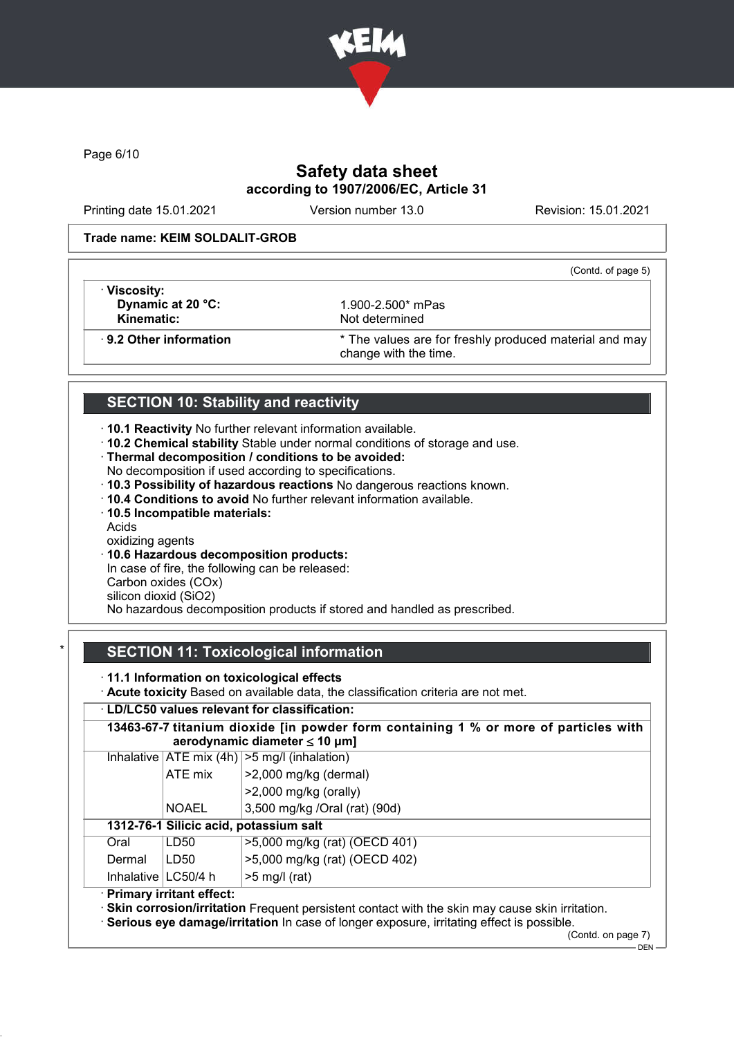Trade name: KEIM SOLDALIT-GROB

(Contd. of page 5)

| · **Viscosity:** | |
|---|---|
| **Dynamic at 20 °C:** | 1.900-2.500* mPas |
| **Kinematic:** | Not determined |
| · **9.2 Other information** | * The values are for freshly produced material and may change with the time. |

## SECTION 10: Stability and reactivity

· **10.1 Reactivity** No further relevant information available.
· **10.2 Chemical stability** Stable under normal conditions of storage and use.
· **Thermal decomposition / conditions to be avoided:**
No decomposition if used according to specifications.
· **10.3 Possibility of hazardous reactions** No dangerous reactions known.
· **10.4 Conditions to avoid** No further relevant information available.
· **10.5 Incompatible materials:**
Acids
oxidizing agents
· **10.6 Hazardous decomposition products:**
In case of fire, the following can be released:
Carbon oxides (COx)
silicon dioxid ($SiO_2$)
No hazardous decomposition products if stored and handled as prescribed.

## SECTION 11: Toxicological information

· **11.1 Information on toxicological effects**
· **Acute toxicity** Based on available data, the classification criteria are not met.

· **LD/LC50 values relevant for classification:**

| | | |
|---|---|---|
| **13463-67-7 titanium dioxide [in powder form containing 1 % or more of particles with aerodynamic diameter ≤ 10 μm]** | | |
| Inhalative | ATE mix (4h) | >5 mg/l (inhalation) |
| | ATE mix | >2,000 mg/kg (dermal) |
| | | >2,000 mg/kg (orally) |
| | NOAEL | 3,500 mg/kg /Oral (rat) (90d) |
| **1312-76-1 Silicic acid, potassium salt** | | |
| Oral | LD50 | >5,000 mg/kg (rat) (OECD 401) |
| Dermal | LD50 | >5,000 mg/kg (rat) (OECD 402) |
| Inhalative | LC50/4 h | >5 mg/l (rat) |

· **Primary irritant effect:**
· **Skin corrosion/irritation** Frequent persistent contact with the skin may cause skin irritation.
· **Serious eye damage/irritation** In case of longer exposure, irritating effect is possible.

(Contd. on page 7)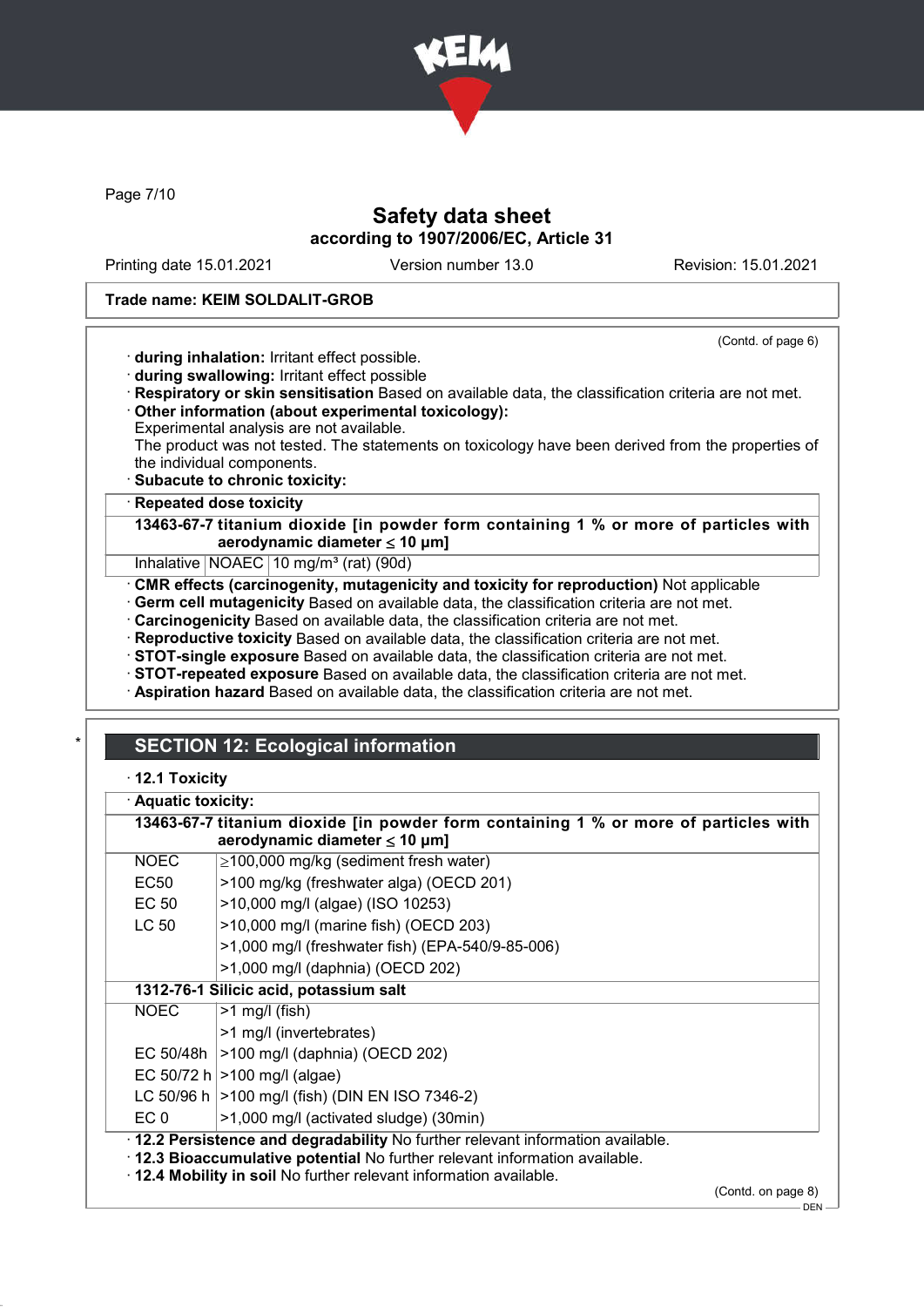**Trade name: KEIM SOLDALIT-GROB**

(Contd. of page 6)

· **during inhalation:** Irritant effect possible.
· **during swallowing:** Irritant effect possible
· **Respiratory or skin sensitisation** Based on available data, the classification criteria are not met.
· **Other information (about experimental toxicology):**
Experimental analysis are not available.
The product was not tested. The statements on toxicology have been derived from the properties of the individual components.
· **Subacute to chronic toxicity:**

· **Repeated dose toxicity**

| **13463-67-7 titanium dioxide [in powder form containing 1 % or more of particles with aerodynamic diameter ≤ 10 μm]** | | |
|---|---|---|
| Inhalative | NOAEC | 10 mg/m³ (rat) (90d) |

· **CMR effects (carcinogenity, mutagenicity and toxicity for reproduction)** Not applicable
· **Germ cell mutagenicity** Based on available data, the classification criteria are not met.
· **Carcinogenicity** Based on available data, the classification criteria are not met.
· **Reproductive toxicity** Based on available data, the classification criteria are not met.
· **STOT-single exposure** Based on available data, the classification criteria are not met.
· **STOT-repeated exposure** Based on available data, the classification criteria are not met.
· **Aspiration hazard** Based on available data, the classification criteria are not met.

\*

## SECTION 12: Ecological information

· **12.1 Toxicity**

· **Aquatic toxicity:**

| **13463-67-7 titanium dioxide [in powder form containing 1 % or more of particles with aerodynamic diameter ≤ 10 μm]** | |
|---|---|
| NOEC | ≥100,000 mg/kg (sediment fresh water) |
| EC50 | >100 mg/kg (freshwater alga) (OECD 201) |
| EC 50 | >10,000 mg/l (algae) (ISO 10253) |
| LC 50 | >10,000 mg/l (marine fish) (OECD 203) |
| | >1,000 mg/l (freshwater fish) (EPA-540/9-85-006) |
| | >1,000 mg/l (daphnia) (OECD 202) |
| **1312-76-1 Silicic acid, potassium salt** | |
| NOEC | >1 mg/l (fish) |
| | >1 mg/l (invertebrates) |
| EC 50/48h | >100 mg/l (daphnia) (OECD 202) |
| EC 50/72 h | >100 mg/l (algae) |
| LC 50/96 h | >100 mg/l (fish) (DIN EN ISO 7346-2) |
| EC 0 | >1,000 mg/l (activated sludge) (30min) |

· **12.2 Persistence and degradability** No further relevant information available.
· **12.3 Bioaccumulative potential** No further relevant information available.
· **12.4 Mobility in soil** No further relevant information available.

(Contd. on page 8)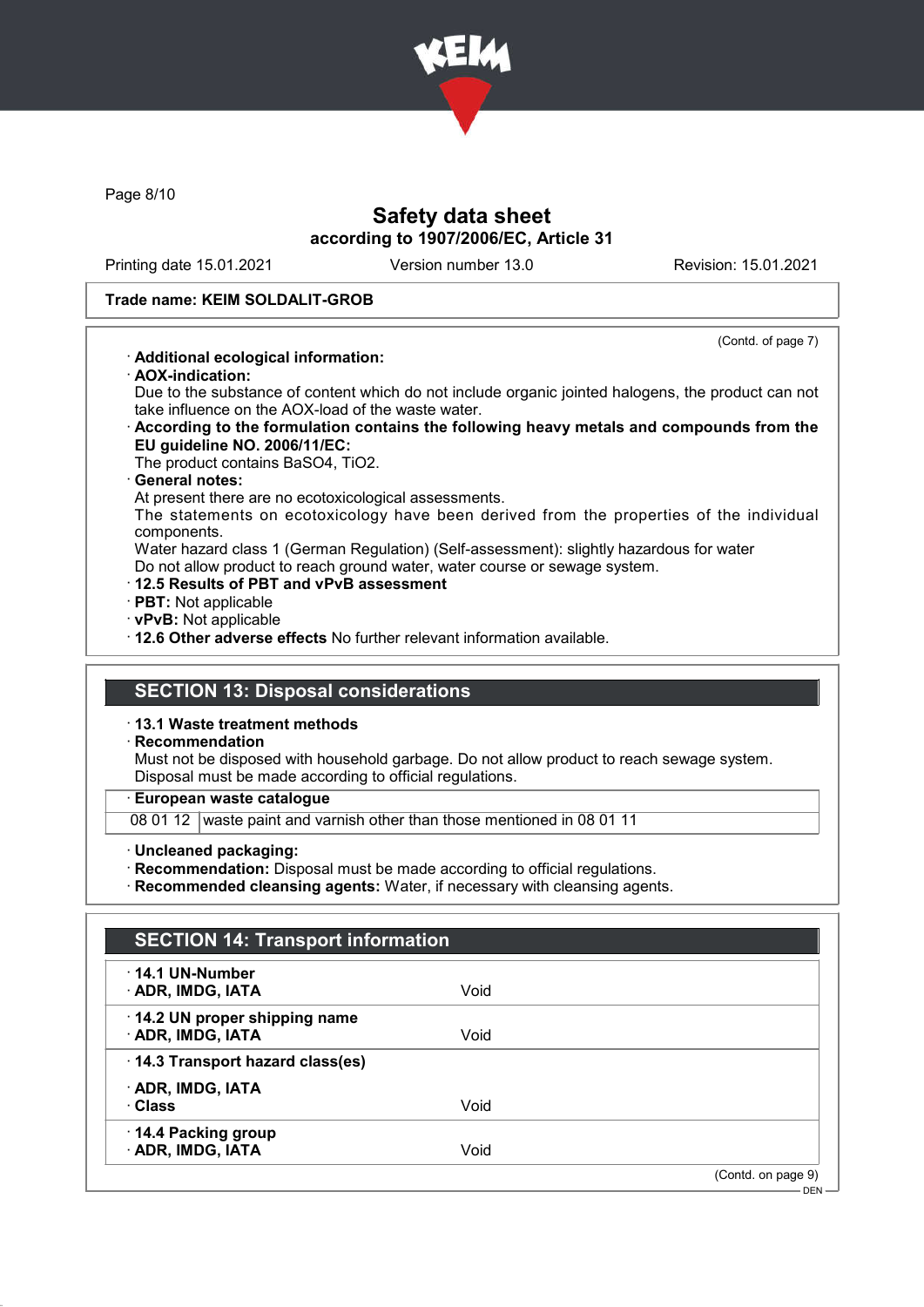**Safety data sheet**
**according to 1907/2006/EC, Article 31**

Printing date 15.01.2021 | Version number 13.0 | Revision: 15.01.2021

**Trade name: KEIM SOLDALIT-GROB**

(Contd. of page 7)

· **Additional ecological information:**
· **AOX-indication:**
Due to the substance of content which do not include organic jointed halogens, the product can not take influence on the AOX-load of the waste water.
· **According to the formulation contains the following heavy metals and compounds from the EU guideline NO. 2006/11/EC:**
The product contains $BaSO_4$, $TiO_2$.
· **General notes:**
At present there are no ecotoxicological assessments.
The statements on ecotoxicology have been derived from the properties of the individual components.
Water hazard class 1 (German Regulation) (Self-assessment): slightly hazardous for water
Do not allow product to reach ground water, water course or sewage system.
· **12.5 Results of PBT and vPvB assessment**
· **PBT:** Not applicable
· **vPvB:** Not applicable
· **12.6 Other adverse effects** No further relevant information available.

## SECTION 13: Disposal considerations

· **13.1 Waste treatment methods**
· **Recommendation**
Must not be disposed with household garbage. Do not allow product to reach sewage system.
Disposal must be made according to official regulations.

| · European waste catalogue | |
|---|---|
| 08 01 12 | waste paint and varnish other than those mentioned in 08 01 11 |

· **Uncleaned packaging:**
· **Recommendation:** Disposal must be made according to official regulations.
· **Recommended cleansing agents:** Water, if necessary with cleansing agents.

## SECTION 14: Transport information

| | |
|---|---|
| · **14.1 UN-Number** | |
| · **ADR, IMDG, IATA** | Void |
| · **14.2 UN proper shipping name** | |
| · **ADR, IMDG, IATA** | Void |
| · **14.3 Transport hazard class(es)** | |
| · **ADR, IMDG, IATA** | |
| · **Class** | Void |
| · **14.4 Packing group** | |
| · **ADR, IMDG, IATA** | Void |

(Contd. on page 9)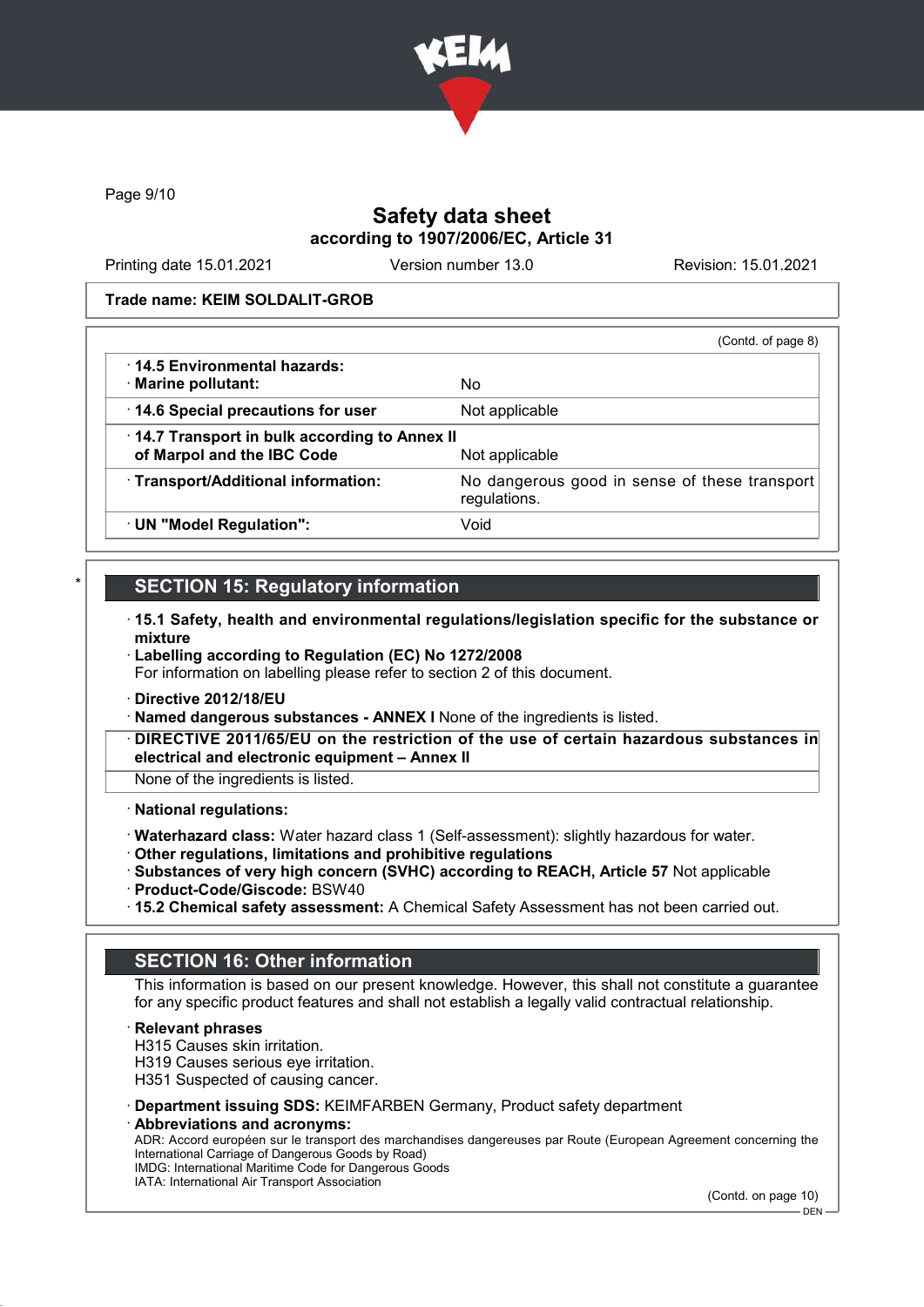Trade name: KEIM SOLDALIT-GROB

(Contd. of page 8)

| | |
|---|---|
| · 14.5 Environmental hazards: · Marine pollutant: | No |
| · 14.6 Special precautions for user | Not applicable |
| · 14.7 Transport in bulk according to Annex II of Marpol and the IBC Code | Not applicable |
| · Transport/Additional information: | No dangerous good in sense of these transport regulations. |
| · UN "Model Regulation": | Void |

## SECTION 15: Regulatory information

- · **15.1 Safety, health and environmental regulations/legislation specific for the substance or mixture**
- · **Labelling according to Regulation (EC) No 1272/2008**
  For information on labelling please refer to section 2 of this document.
- · **Directive 2012/18/EU**
- · **Named dangerous substances - ANNEX I** None of the ingredients is listed.
- · **DIRECTIVE 2011/65/EU on the restriction of the use of certain hazardous substances in electrical and electronic equipment – Annex II**
  None of the ingredients is listed.
- · **National regulations:**
- · **Waterhazard class:** Water hazard class 1 (Self-assessment): slightly hazardous for water.
- · **Other regulations, limitations and prohibitive regulations**
- · **Substances of very high concern (SVHC) according to REACH, Article 57** Not applicable
- · **Product-Code/Giscode:** BSW40
- · **15.2 Chemical safety assessment:** A Chemical Safety Assessment has not been carried out.

## SECTION 16: Other information

This information is based on our present knowledge. However, this shall not constitute a guarantee for any specific product features and shall not establish a legally valid contractual relationship.

- · **Relevant phrases**
  H315 Causes skin irritation.
  H319 Causes serious eye irritation.
  H351 Suspected of causing cancer.
- · **Department issuing SDS:** KEIMFARBEN Germany, Product safety department
- · **Abbreviations and acronyms:**
  ADR: Accord européen sur le transport des marchandises dangereuses par Route (European Agreement concerning the International Carriage of Dangerous Goods by Road)
  IMDG: International Maritime Code for Dangerous Goods
  IATA: International Air Transport Association

(Contd. on page 10)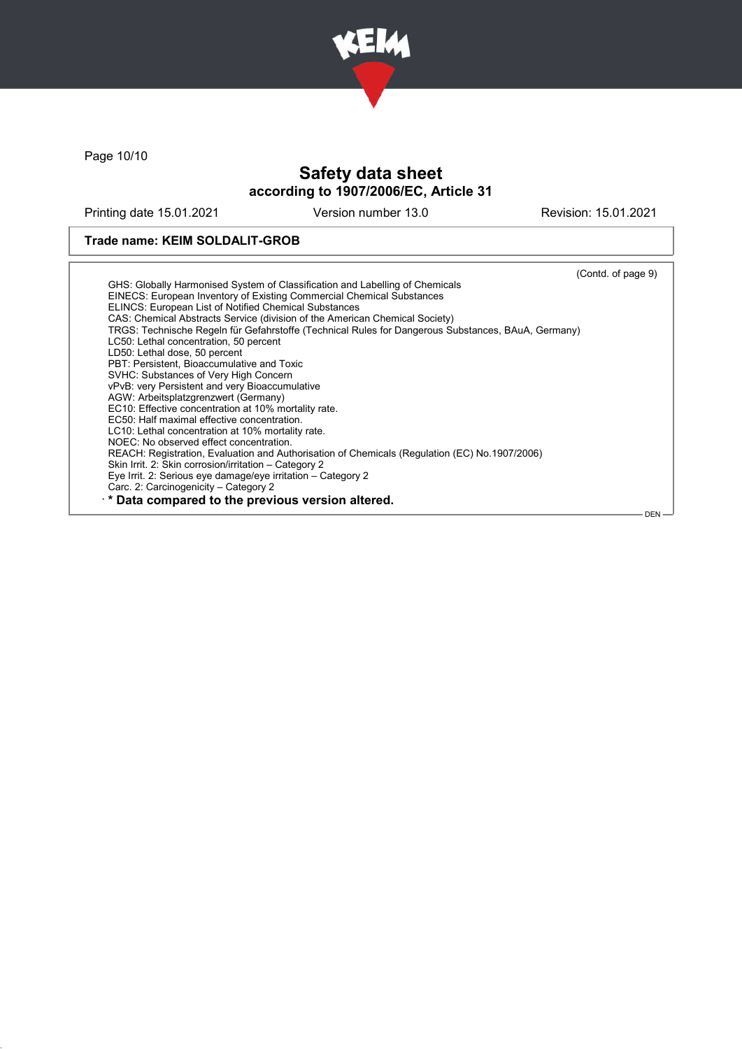**Trade name: KEIM SOLDALIT-GROB**

(Contd. of page 9)

GHS: Globally Harmonised System of Classification and Labelling of Chemicals
EINECS: European Inventory of Existing Commercial Chemical Substances
ELINCS: European List of Notified Chemical Substances
CAS: Chemical Abstracts Service (division of the American Chemical Society)
TRGS: Technische Regeln für Gefahrstoffe (Technical Rules for Dangerous Substances, BAuA, Germany)
LC50: Lethal concentration, 50 percent
LD50: Lethal dose, 50 percent
PBT: Persistent, Bioaccumulative and Toxic
SVHC: Substances of Very High Concern
vPvB: very Persistent and very Bioaccumulative
AGW: Arbeitsplatzgrenzwert (Germany)
EC10: Effective concentration at 10% mortality rate.
EC50: Half maximal effective concentration.
LC10: Lethal concentration at 10% mortality rate.
NOEC: No observed effect concentration.
REACH: Registration, Evaluation and Authorisation of Chemicals (Regulation (EC) No.1907/2006)
Skin Irrit. 2: Skin corrosion/irritation – Category 2
Eye Irrit. 2: Serious eye damage/eye irritation – Category 2
Carc. 2: Carcinogenicity – Category 2

· **\* Data compared to the previous version altered.**

DEN